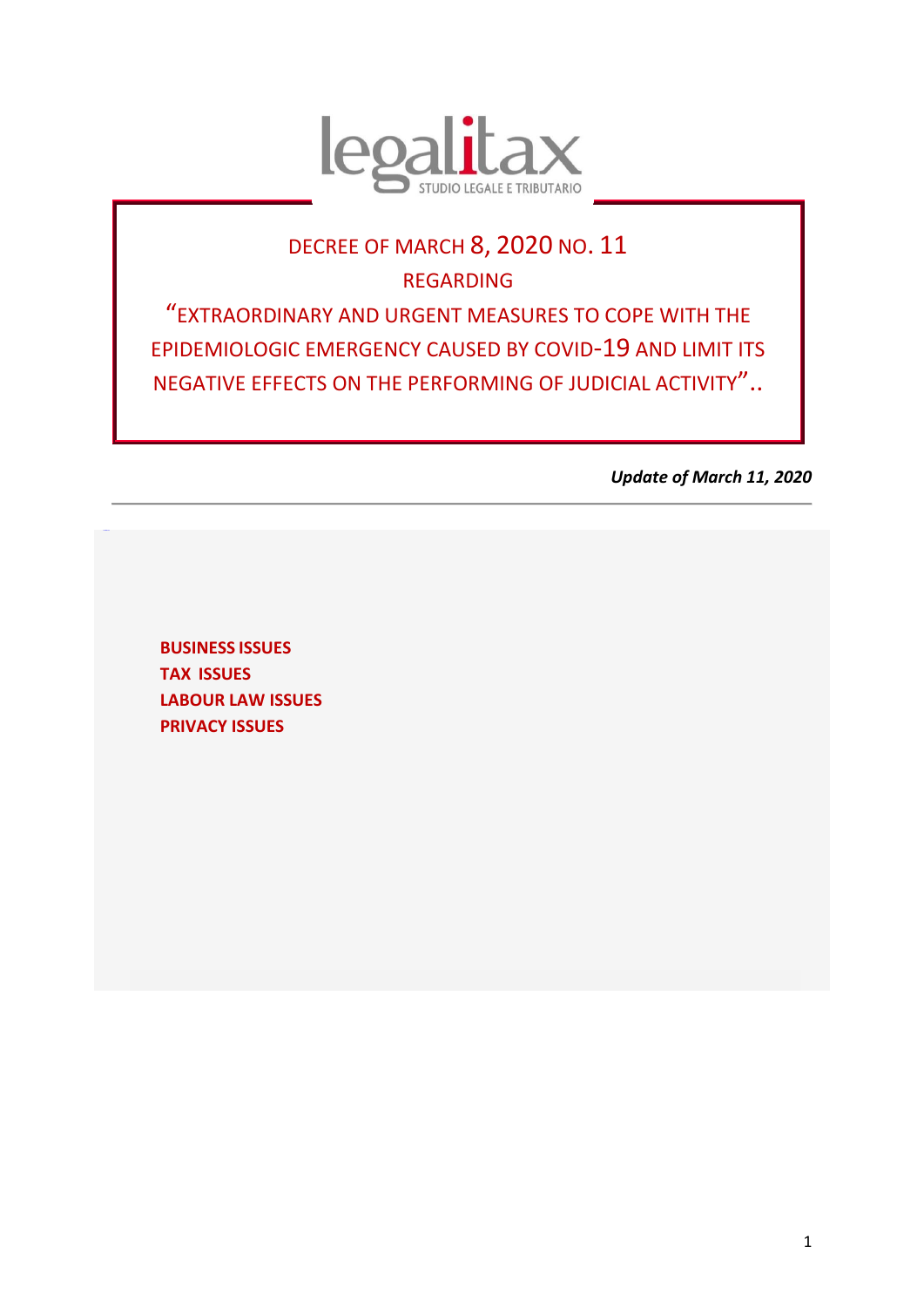legalitax

STUDIO LEGALE E TRIBUTARIO

# DECREE OF MARCH 8, 2020 NO. 11 REGARDING "EXTRAORDINARY AND URGENT MEASURES TO COPE WITH THE EPIDEMIOLOGIC EMERGENCY CAUSED BY COVID-19 AND LIMIT ITS NEGATIVE EFFECTS ON THE PERFORMING OF JUDICIAL ACTIVITY"..

***Update of March 11, 2020***

---

**BUSINESS ISSUES**
**TAX ISSUES**
**LABOUR LAW ISSUES**
**PRIVACY ISSUES**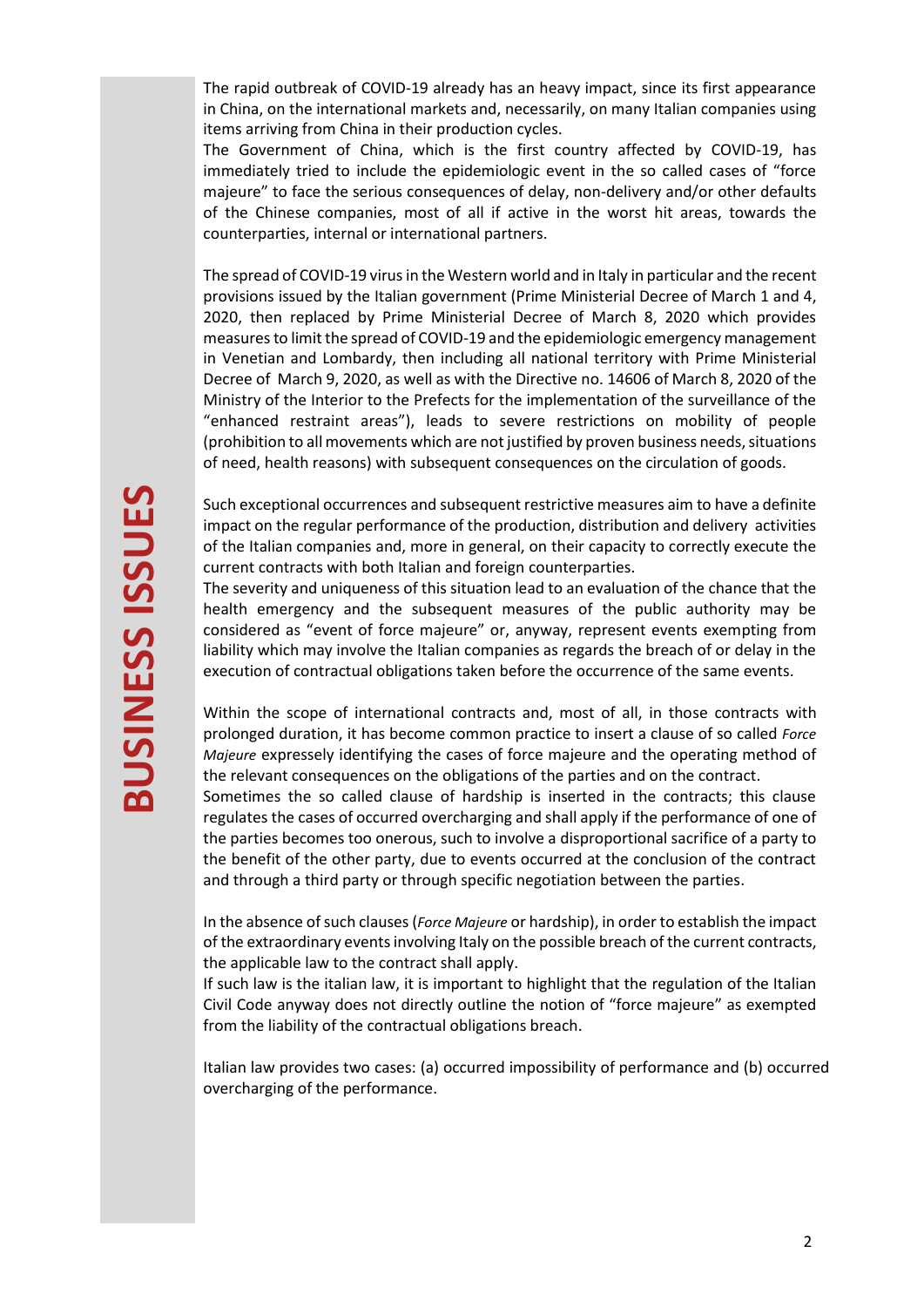The rapid outbreak of COVID-19 already has an heavy impact, since its first appearance in China, on the international markets and, necessarily, on many Italian companies using items arriving from China in their production cycles.
The Government of China, which is the first country affected by COVID-19, has immediately tried to include the epidemiologic event in the so called cases of "force majeure" to face the serious consequences of delay, non-delivery and/or other defaults of the Chinese companies, most of all if active in the worst hit areas, towards the counterparties, internal or international partners.

The spread of COVID-19 virus in the Western world and in Italy in particular and the recent provisions issued by the Italian government (Prime Ministerial Decree of March 1 and 4, 2020, then replaced by Prime Ministerial Decree of March 8, 2020 which provides measures to limit the spread of COVID-19 and the epidemiologic emergency management in Venetian and Lombardy, then including all national territory with Prime Ministerial Decree of March 9, 2020, as well as with the Directive no. 14606 of March 8, 2020 of the Ministry of the Interior to the Prefects for the implementation of the surveillance of the "enhanced restraint areas"), leads to severe restrictions on mobility of people (prohibition to all movements which are not justified by proven business needs, situations of need, health reasons) with subsequent consequences on the circulation of goods.

Such exceptional occurrences and subsequent restrictive measures aim to have a definite impact on the regular performance of the production, distribution and delivery activities of the Italian companies and, more in general, on their capacity to correctly execute the current contracts with both Italian and foreign counterparties.
The severity and uniqueness of this situation lead to an evaluation of the chance that the health emergency and the subsequent measures of the public authority may be considered as "event of force majeure" or, anyway, represent events exempting from liability which may involve the Italian companies as regards the breach of or delay in the execution of contractual obligations taken before the occurrence of the same events.

Within the scope of international contracts and, most of all, in those contracts with prolonged duration, it has become common practice to insert a clause of so called *Force Majeure* expressely identifying the cases of force majeure and the operating method of the relevant consequences on the obligations of the parties and on the contract.
Sometimes the so called clause of hardship is inserted in the contracts; this clause regulates the cases of occurred overcharging and shall apply if the performance of one of the parties becomes too onerous, such to involve a disproportional sacrifice of a party to the benefit of the other party, due to events occurred at the conclusion of the contract and through a third party or through specific negotiation between the parties.

In the absence of such clauses (*Force Majeure* or hardship), in order to establish the impact of the extraordinary events involving Italy on the possible breach of the current contracts, the applicable law to the contract shall apply.
If such law is the italian law, it is important to highlight that the regulation of the Italian Civil Code anyway does not directly outline the notion of "force majeure" as exempted from the liability of the contractual obligations breach.

Italian law provides two cases: (a) occurred impossibility of performance and (b) occurred overcharging of the performance.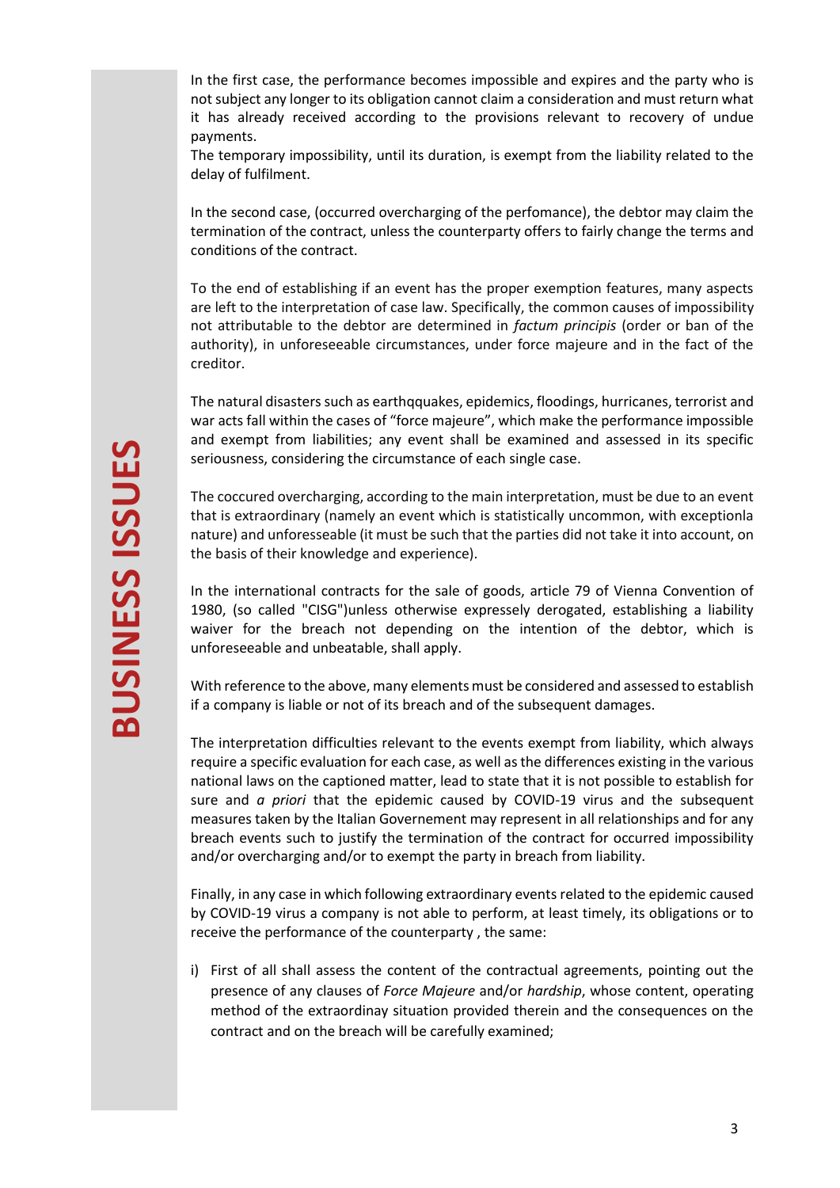In the first case, the performance becomes impossible and expires and the party who is not subject any longer to its obligation cannot claim a consideration and must return what it has already received according to the provisions relevant to recovery of undue payments.
The temporary impossibility, until its duration, is exempt from the liability related to the delay of fulfilment.

In the second case, (occurred overcharging of the perfomance), the debtor may claim the termination of the contract, unless the counterparty offers to fairly change the terms and conditions of the contract.

To the end of establishing if an event has the proper exemption features, many aspects are left to the interpretation of case law. Specifically, the common causes of impossibility not attributable to the debtor are determined in *factum principis* (order or ban of the authority), in unforeseeable circumstances, under force majeure and in the fact of the creditor.

The natural disasters such as earthqquakes, epidemics, floodings, hurricanes, terrorist and war acts fall within the cases of "force majeure", which make the performance impossible and exempt from liabilities; any event shall be examined and assessed in its specific seriousness, considering the circumstance of each single case.

The coccured overcharging, according to the main interpretation, must be due to an event that is extraordinary (namely an event which is statistically uncommon, with exceptionla nature) and unforesseable (it must be such that the parties did not take it into account, on the basis of their knowledge and experience).

In the international contracts for the sale of goods, article 79 of Vienna Convention of 1980, (so called "CISG")unless otherwise expressely derogated, establishing a liability waiver for the breach not depending on the intention of the debtor, which is unforeseeable and unbeatable, shall apply.

With reference to the above, many elements must be considered and assessed to establish if a company is liable or not of its breach and of the subsequent damages.

The interpretation difficulties relevant to the events exempt from liability, which always require a specific evaluation for each case, as well as the differences existing in the various national laws on the captioned matter, lead to state that it is not possible to establish for sure and *a priori* that the epidemic caused by COVID-19 virus and the subsequent measures taken by the Italian Governement may represent in all relationships and for any breach events such to justify the termination of the contract for occurred impossibility and/or overcharging and/or to exempt the party in breach from liability.

Finally, in any case in which following extraordinary events related to the epidemic caused by COVID-19 virus a company is not able to perform, at least timely, its obligations or to receive the performance of the counterparty , the same:

i) First of all shall assess the content of the contractual agreements, pointing out the presence of any clauses of *Force Majeure* and/or *hardship*, whose content, operating method of the extraordinay situation provided therein and the consequences on the contract and on the breach will be carefully examined;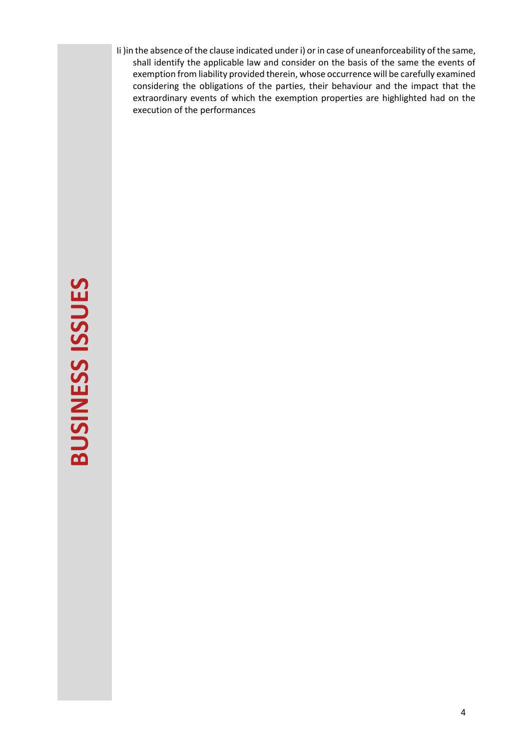Ii )in the absence of the clause indicated under i) or in case of uneanforceability of the same, shall identify the applicable law and consider on the basis of the same the events of exemption from liability provided therein, whose occurrence will be carefully examined considering the obligations of the parties, their behaviour and the impact that the extraordinary events of which the exemption properties are highlighted had on the execution of the performances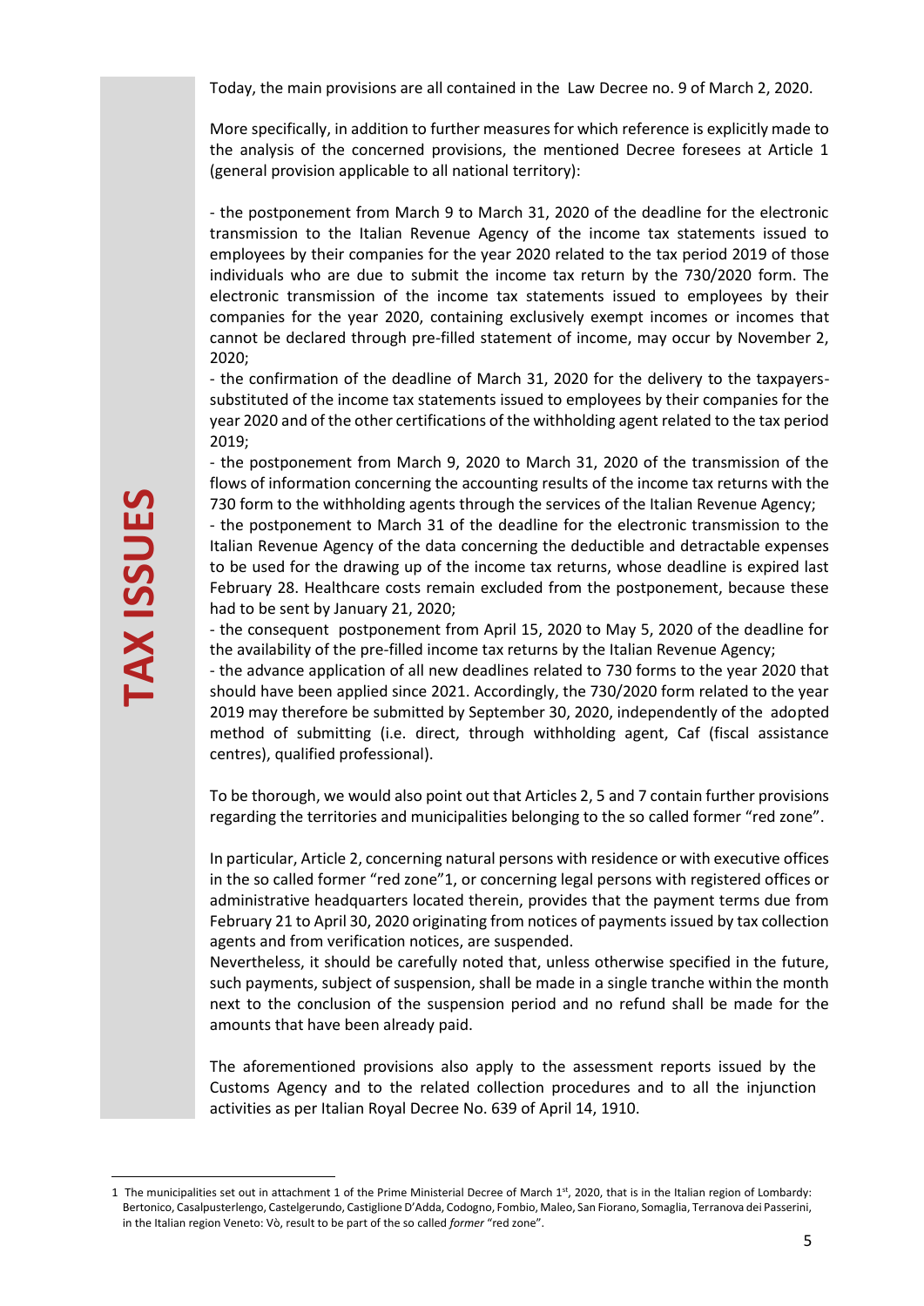TAX ISSUES

Today, the main provisions are all contained in the Law Decree no. 9 of March 2, 2020.

More specifically, in addition to further measures for which reference is explicitly made to the analysis of the concerned provisions, the mentioned Decree foresees at Article 1 (general provision applicable to all national territory):

- the postponement from March 9 to March 31, 2020 of the deadline for the electronic transmission to the Italian Revenue Agency of the income tax statements issued to employees by their companies for the year 2020 related to the tax period 2019 of those individuals who are due to submit the income tax return by the 730/2020 form. The electronic transmission of the income tax statements issued to employees by their companies for the year 2020, containing exclusively exempt incomes or incomes that cannot be declared through pre-filled statement of income, may occur by November 2, 2020;
- the confirmation of the deadline of March 31, 2020 for the delivery to the taxpayers-substituted of the income tax statements issued to employees by their companies for the year 2020 and of the other certifications of the withholding agent related to the tax period 2019;
- the postponement from March 9, 2020 to March 31, 2020 of the transmission of the flows of information concerning the accounting results of the income tax returns with the 730 form to the withholding agents through the services of the Italian Revenue Agency;
- the postponement to March 31 of the deadline for the electronic transmission to the Italian Revenue Agency of the data concerning the deductible and detractable expenses to be used for the drawing up of the income tax returns, whose deadline is expired last February 28. Healthcare costs remain excluded from the postponement, because these had to be sent by January 21, 2020;
- the consequent postponement from April 15, 2020 to May 5, 2020 of the deadline for the availability of the pre-filled income tax returns by the Italian Revenue Agency;
- the advance application of all new deadlines related to 730 forms to the year 2020 that should have been applied since 2021. Accordingly, the 730/2020 form related to the year 2019 may therefore be submitted by September 30, 2020, independently of the adopted method of submitting (i.e. direct, through withholding agent, Caf (fiscal assistance centres), qualified professional).

To be thorough, we would also point out that Articles 2, 5 and 7 contain further provisions regarding the territories and municipalities belonging to the so called former "red zone".

In particular, Article 2, concerning natural persons with residence or with executive offices in the so called former "red zone"[1], or concerning legal persons with registered offices or administrative headquarters located therein, provides that the payment terms due from February 21 to April 30, 2020 originating from notices of payments issued by tax collection agents and from verification notices, are suspended.

Nevertheless, it should be carefully noted that, unless otherwise specified in the future, such payments, subject of suspension, shall be made in a single tranche within the month next to the conclusion of the suspension period and no refund shall be made for the amounts that have been already paid.

The aforementioned provisions also apply to the assessment reports issued by the Customs Agency and to the related collection procedures and to all the injunction activities as per Italian Royal Decree No. 639 of April 14, 1910.

---

[1] The municipalities set out in attachment 1 of the Prime Ministerial Decree of March 1st, 2020, that is in the Italian region of Lombardy: Bertonico, Casalpusterlengo, Castelgerundo, Castiglione D'Adda, Codogno, Fombio, Maleo, San Fiorano, Somaglia, Terranova dei Passerini, in the Italian region Veneto: Vò, result to be part of the so called *former* "red zone".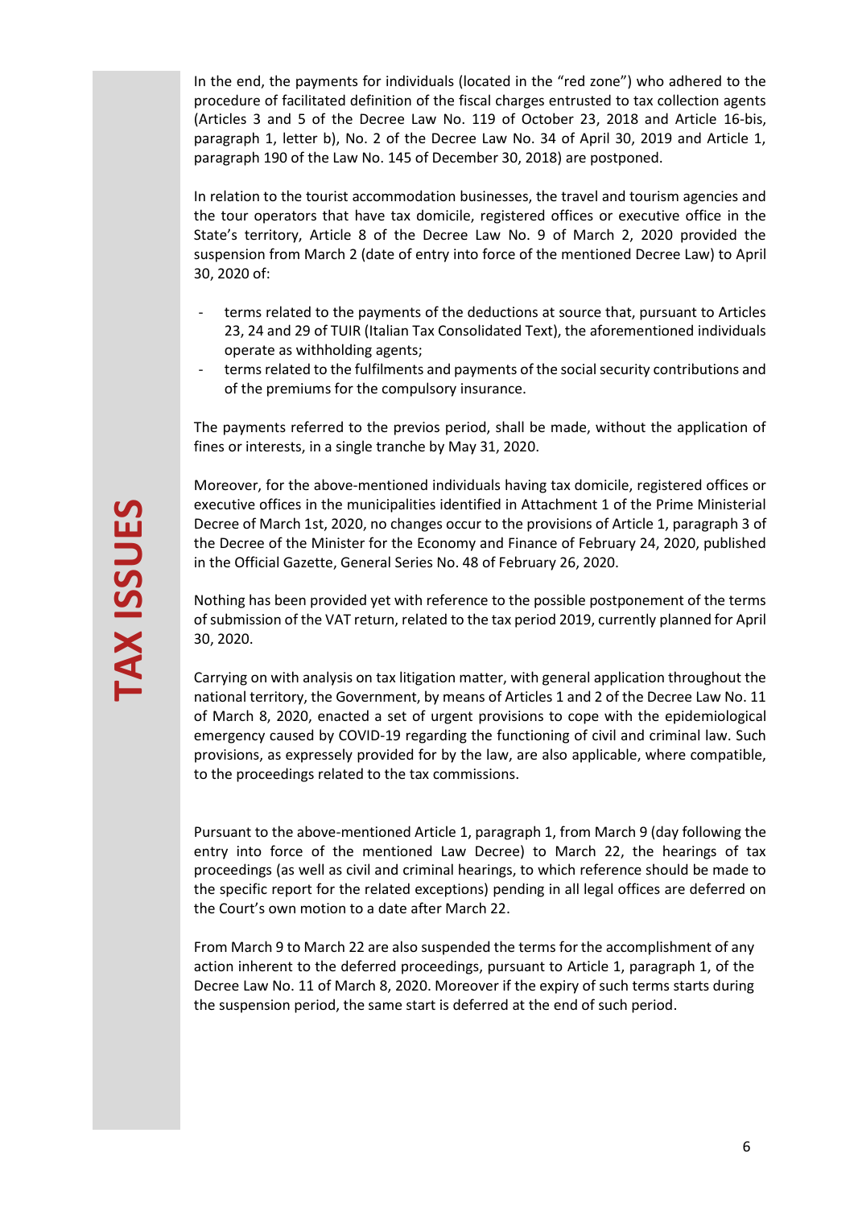In the end, the payments for individuals (located in the "red zone") who adhered to the procedure of facilitated definition of the fiscal charges entrusted to tax collection agents (Articles 3 and 5 of the Decree Law No. 119 of October 23, 2018 and Article 16-bis, paragraph 1, letter b), No. 2 of the Decree Law No. 34 of April 30, 2019 and Article 1, paragraph 190 of the Law No. 145 of December 30, 2018) are postponed.

In relation to the tourist accommodation businesses, the travel and tourism agencies and the tour operators that have tax domicile, registered offices or executive office in the State's territory, Article 8 of the Decree Law No. 9 of March 2, 2020 provided the suspension from March 2 (date of entry into force of the mentioned Decree Law) to April 30, 2020 of:

- terms related to the payments of the deductions at source that, pursuant to Articles 23, 24 and 29 of TUIR (Italian Tax Consolidated Text), the aforementioned individuals operate as withholding agents;
- terms related to the fulfilments and payments of the social security contributions and of the premiums for the compulsory insurance.

The payments referred to the previos period, shall be made, without the application of fines or interests, in a single tranche by May 31, 2020.

Moreover, for the above-mentioned individuals having tax domicile, registered offices or executive offices in the municipalities identified in Attachment 1 of the Prime Ministerial Decree of March 1st, 2020, no changes occur to the provisions of Article 1, paragraph 3 of the Decree of the Minister for the Economy and Finance of February 24, 2020, published in the Official Gazette, General Series No. 48 of February 26, 2020.

Nothing has been provided yet with reference to the possible postponement of the terms of submission of the VAT return, related to the tax period 2019, currently planned for April 30, 2020.

Carrying on with analysis on tax litigation matter, with general application throughout the national territory, the Government, by means of Articles 1 and 2 of the Decree Law No. 11 of March 8, 2020, enacted a set of urgent provisions to cope with the epidemiological emergency caused by COVID-19 regarding the functioning of civil and criminal law. Such provisions, as expressely provided for by the law, are also applicable, where compatible, to the proceedings related to the tax commissions.

Pursuant to the above-mentioned Article 1, paragraph 1, from March 9 (day following the entry into force of the mentioned Law Decree) to March 22, the hearings of tax proceedings (as well as civil and criminal hearings, to which reference should be made to the specific report for the related exceptions) pending in all legal offices are deferred on the Court's own motion to a date after March 22.

From March 9 to March 22 are also suspended the terms for the accomplishment of any action inherent to the deferred proceedings, pursuant to Article 1, paragraph 1, of the Decree Law No. 11 of March 8, 2020. Moreover if the expiry of such terms starts during the suspension period, the same start is deferred at the end of such period.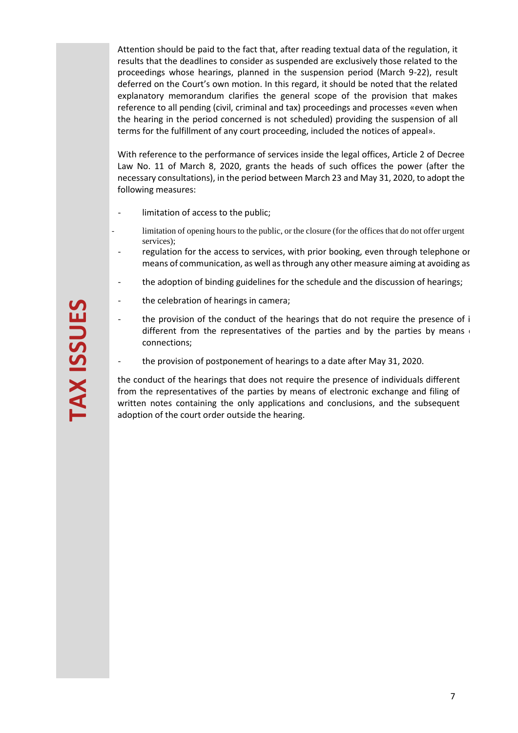Attention should be paid to the fact that, after reading textual data of the regulation, it results that the deadlines to consider as suspended are exclusively those related to the proceedings whose hearings, planned in the suspension period (March 9-22), result deferred on the Court's own motion. In this regard, it should be noted that the related explanatory memorandum clarifies the general scope of the provision that makes reference to all pending (civil, criminal and tax) proceedings and processes «even when the hearing in the period concerned is not scheduled) providing the suspension of all terms for the fulfillment of any court proceeding, included the notices of appeal».

With reference to the performance of services inside the legal offices, Article 2 of Decree Law No. 11 of March 8, 2020, grants the heads of such offices the power (after the necessary consultations), in the period between March 23 and May 31, 2020, to adopt the following measures:

- limitation of access to the public;
- limitation of opening hours to the public, or the closure (for the offices that do not offer urgent services);
- regulation for the access to services, with prior booking, even through telephone or means of communication, as well as through any other measure aiming at avoiding as
- the adoption of binding guidelines for the schedule and the discussion of hearings;
- the celebration of hearings in camera;
- the provision of the conduct of the hearings that do not require the presence of i different from the representatives of the parties and by the parties by means connections;
- the provision of postponement of hearings to a date after May 31, 2020.

the conduct of the hearings that does not require the presence of individuals different from the representatives of the parties by means of electronic exchange and filing of written notes containing the only applications and conclusions, and the subsequent adoption of the court order outside the hearing.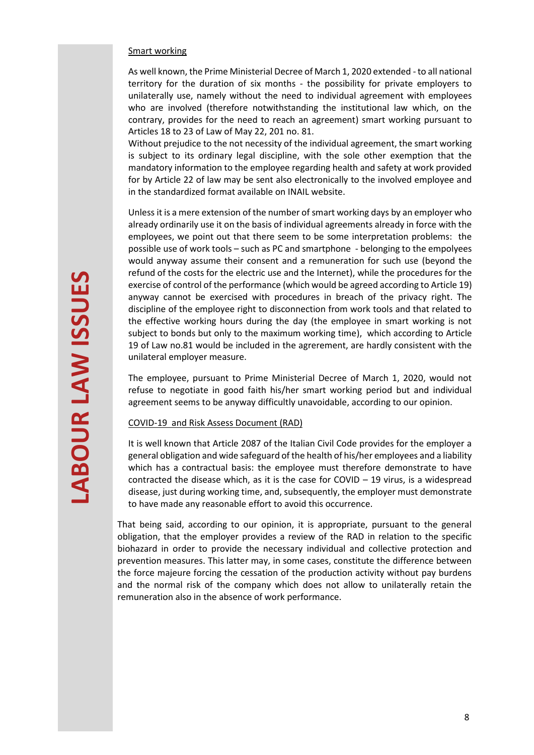Smart working

As well known, the Prime Ministerial Decree of March 1, 2020 extended - to all national territory for the duration of six months - the possibility for private employers to unilaterally use, namely without the need to individual agreement with employees who are involved (therefore notwithstanding the institutional law which, on the contrary, provides for the need to reach an agreement) smart working pursuant to Articles 18 to 23 of Law of May 22, 201 no. 81.
Without prejudice to the not necessity of the individual agreement, the smart working is subject to its ordinary legal discipline, with the sole other exemption that the mandatory information to the employee regarding health and safety at work provided for by Article 22 of law may be sent also electronically to the involved employee and in the standardized format available on INAIL website.

Unless it is a mere extension of the number of smart working days by an employer who already ordinarily use it on the basis of individual agreements already in force with the employees, we point out that there seem to be some interpretation problems: the possible use of work tools – such as PC and smartphone - belonging to the empolyees would anyway assume their consent and a remuneration for such use (beyond the refund of the costs for the electric use and the Internet), while the procedures for the exercise of control of the performance (which would be agreed according to Article 19) anyway cannot be exercised with procedures in breach of the privacy right. The discipline of the employee right to disconnection from work tools and that related to the effective working hours during the day (the employee in smart working is not subject to bonds but only to the maximum working time), which according to Article 19 of Law no.81 would be included in the agrerement, are hardly consistent with the unilateral employer measure.

The employee, pursuant to Prime Ministerial Decree of March 1, 2020, would not refuse to negotiate in good faith his/her smart working period but and individual agreement seems to be anyway difficultly unavoidable, according to our opinion.

COVID-19 and Risk Assess Document (RAD)

It is well known that Article 2087 of the Italian Civil Code provides for the employer a general obligation and wide safeguard of the health of his/her employees and a liability which has a contractual basis: the employee must therefore demonstrate to have contracted the disease which, as it is the case for COVID – 19 virus, is a widespread disease, just during working time, and, subsequently, the employer must demonstrate to have made any reasonable effort to avoid this occurrence.

That being said, according to our opinion, it is appropriate, pursuant to the general obligation, that the employer provides a review of the RAD in relation to the specific biohazard in order to provide the necessary individual and collective protection and prevention measures. This latter may, in some cases, constitute the difference between the force majeure forcing the cessation of the production activity without pay burdens and the normal risk of the company which does not allow to unilaterally retain the remuneration also in the absence of work performance.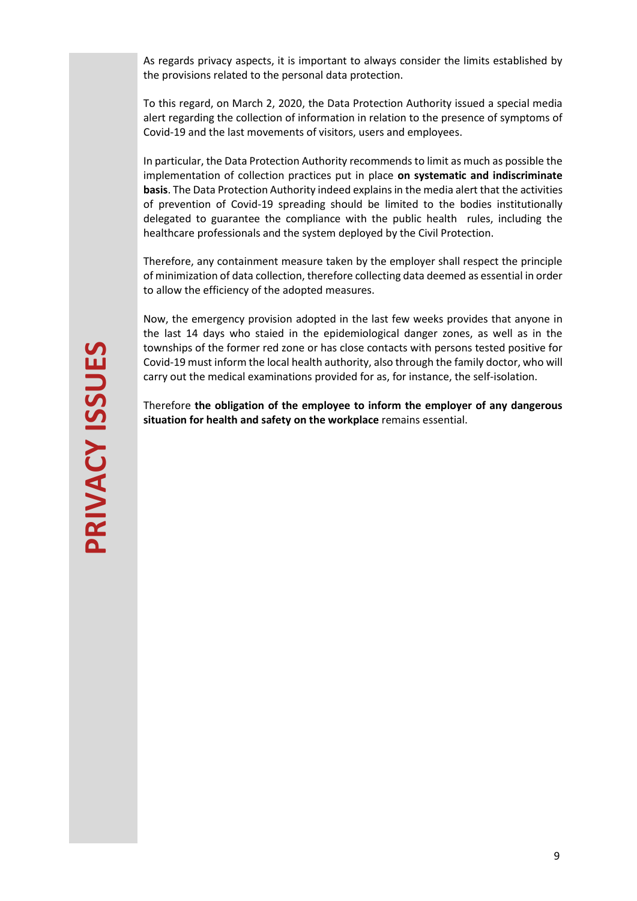# PRIVACY ISSUES

As regards privacy aspects, it is important to always consider the limits established by the provisions related to the personal data protection.

To this regard, on March 2, 2020, the Data Protection Authority issued a special media alert regarding the collection of information in relation to the presence of symptoms of Covid-19 and the last movements of visitors, users and employees.

In particular, the Data Protection Authority recommends to limit as much as possible the implementation of collection practices put in place **on systematic and indiscriminate basis**. The Data Protection Authority indeed explains in the media alert that the activities of prevention of Covid-19 spreading should be limited to the bodies institutionally delegated to guarantee the compliance with the public health rules, including the healthcare professionals and the system deployed by the Civil Protection.

Therefore, any containment measure taken by the employer shall respect the principle of minimization of data collection, therefore collecting data deemed as essential in order to allow the efficiency of the adopted measures.

Now, the emergency provision adopted in the last few weeks provides that anyone in the last 14 days who staied in the epidemiological danger zones, as well as in the townships of the former red zone or has close contacts with persons tested positive for Covid-19 must inform the local health authority, also through the family doctor, who will carry out the medical examinations provided for as, for instance, the self-isolation.

Therefore **the obligation of the employee to inform the employer of any dangerous situation for health and safety on the workplace** remains essential.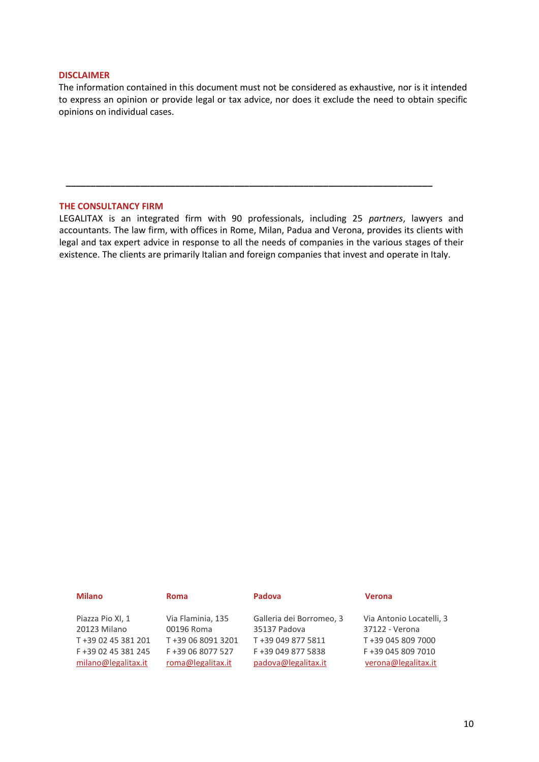## DISCLAIMER

The information contained in this document must not be considered as exhaustive, nor is it intended to express an opinion or provide legal or tax advice, nor does it exclude the need to obtain specific opinions on individual cases.

---

## THE CONSULTANCY FIRM

LEGALITAX is an integrated firm with 90 professionals, including 25 *partners*, lawyers and accountants. The law firm, with offices in Rome, Milan, Padua and Verona, provides its clients with legal and tax expert advice in response to all the needs of companies in the various stages of their existence. The clients are primarily Italian and foreign companies that invest and operate in Italy.

| Milano | Roma | Padova | Verona |
|---|---|---|---|
| Piazza Pio XI, 1 | Via Flaminia, 135 | Galleria dei Borromeo, 3 | Via Antonio Locatelli, 3 |
| 20123 Milano | 00196 Roma | 35137 Padova | 37122 - Verona |
| T +39 02 45 381 201 | T +39 06 8091 3201 | T +39 049 877 5811 | T +39 045 809 7000 |
| F +39 02 45 381 245 | F +39 06 8077 527 | F +39 049 877 5838 | F +39 045 809 7010 |
| milano@legalitax.it | roma@legalitax.it | padova@legalitax.it | verona@legalitax.it |